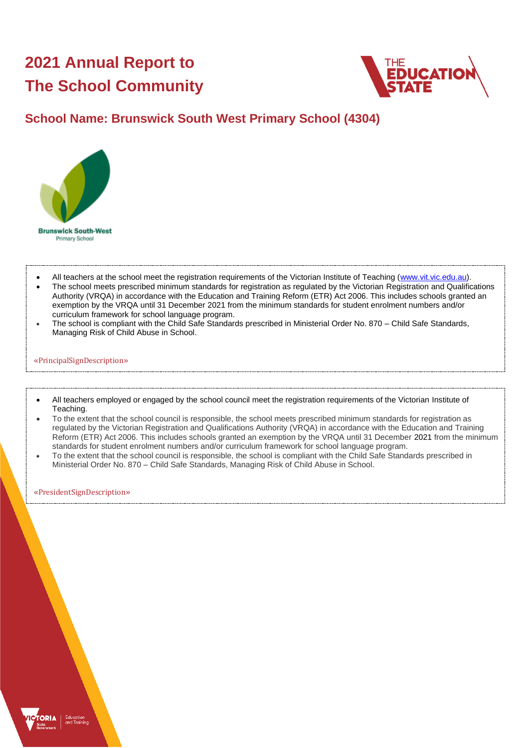# 2021 Annual Report to The School Community

## School Name: Brunswick South West Primary School (4304)

Brunswick South-West
Primary School

- All teachers at the school meet the registration requirements of the Victorian Institute of Teaching (www.vit.vic.edu.au).
- The school meets prescribed minimum standards for registration as regulated by the Victorian Registration and Qualifications Authority (VRQA) in accordance with the Education and Training Reform (ETR) Act 2006. This includes schools granted an exemption by the VRQA until 31 December 2021 from the minimum standards for student enrolment numbers and/or curriculum framework for school language program.
- The school is compliant with the Child Safe Standards prescribed in Ministerial Order No. 870 – Child Safe Standards, Managing Risk of Child Abuse in School.

«PrincipalSignDescription»

- All teachers employed or engaged by the school council meet the registration requirements of the Victorian Institute of Teaching.
- To the extent that the school council is responsible, the school meets prescribed minimum standards for registration as regulated by the Victorian Registration and Qualifications Authority (VRQA) in accordance with the Education and Training Reform (ETR) Act 2006. This includes schools granted an exemption by the VRQA until 31 December 2021 from the minimum standards for student enrolment numbers and/or curriculum framework for school language program.
- To the extent that the school council is responsible, the school is compliant with the Child Safe Standards prescribed in Ministerial Order No. 870 – Child Safe Standards, Managing Risk of Child Abuse in School.

«PresidentSignDescription»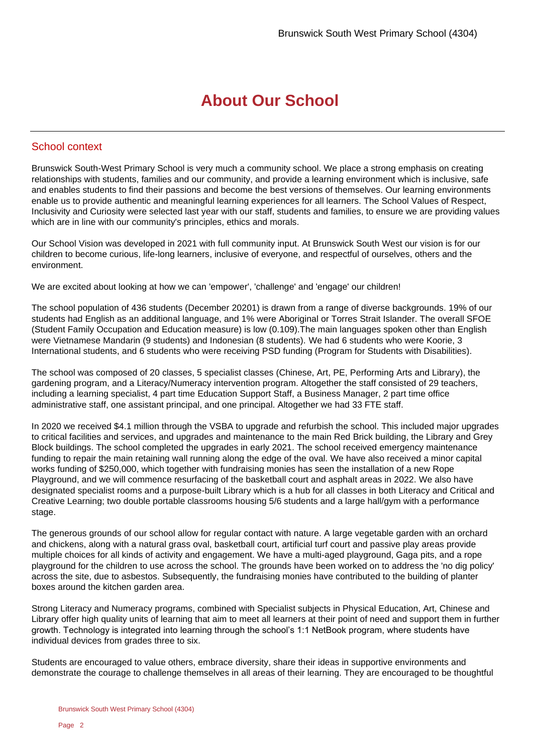# About Our School

## School context

Brunswick South-West Primary School is very much a community school. We place a strong emphasis on creating relationships with students, families and our community, and provide a learning environment which is inclusive, safe and enables students to find their passions and become the best versions of themselves. Our learning environments enable us to provide authentic and meaningful learning experiences for all learners. The School Values of Respect, Inclusivity and Curiosity were selected last year with our staff, students and families, to ensure we are providing values which are in line with our community's principles, ethics and morals.

Our School Vision was developed in 2021 with full community input. At Brunswick South West our vision is for our children to become curious, life-long learners, inclusive of everyone, and respectful of ourselves, others and the environment.

We are excited about looking at how we can 'empower', 'challenge' and 'engage' our children!

The school population of 436 students (December 20201) is drawn from a range of diverse backgrounds. 19% of our students had English as an additional language, and 1% were Aboriginal or Torres Strait Islander. The overall SFOE (Student Family Occupation and Education measure) is low (0.109).The main languages spoken other than English were Vietnamese Mandarin (9 students) and Indonesian (8 students). We had 6 students who were Koorie, 3 International students, and 6 students who were receiving PSD funding (Program for Students with Disabilities).

The school was composed of 20 classes, 5 specialist classes (Chinese, Art, PE, Performing Arts and Library), the gardening program, and a Literacy/Numeracy intervention program. Altogether the staff consisted of 29 teachers, including a learning specialist, 4 part time Education Support Staff, a Business Manager, 2 part time office administrative staff, one assistant principal, and one principal. Altogether we had 33 FTE staff.

In 2020 we received $4.1 million through the VSBA to upgrade and refurbish the school. This included major upgrades to critical facilities and services, and upgrades and maintenance to the main Red Brick building, the Library and Grey Block buildings. The school completed the upgrades in early 2021. The school received emergency maintenance funding to repair the main retaining wall running along the edge of the oval. We have also received a minor capital works funding of $250,000, which together with fundraising monies has seen the installation of a new Rope Playground, and we will commence resurfacing of the basketball court and asphalt areas in 2022. We also have designated specialist rooms and a purpose-built Library which is a hub for all classes in both Literacy and Critical and Creative Learning; two double portable classrooms housing 5/6 students and a large hall/gym with a performance stage.

The generous grounds of our school allow for regular contact with nature. A large vegetable garden with an orchard and chickens, along with a natural grass oval, basketball court, artificial turf court and passive play areas provide multiple choices for all kinds of activity and engagement. We have a multi-aged playground, Gaga pits, and a rope playground for the children to use across the school. The grounds have been worked on to address the 'no dig policy' across the site, due to asbestos. Subsequently, the fundraising monies have contributed to the building of planter boxes around the kitchen garden area.

Strong Literacy and Numeracy programs, combined with Specialist subjects in Physical Education, Art, Chinese and Library offer high quality units of learning that aim to meet all learners at their point of need and support them in further growth. Technology is integrated into learning through the school's 1:1 NetBook program, where students have individual devices from grades three to six.

Students are encouraged to value others, embrace diversity, share their ideas in supportive environments and demonstrate the courage to challenge themselves in all areas of their learning. They are encouraged to be thoughtful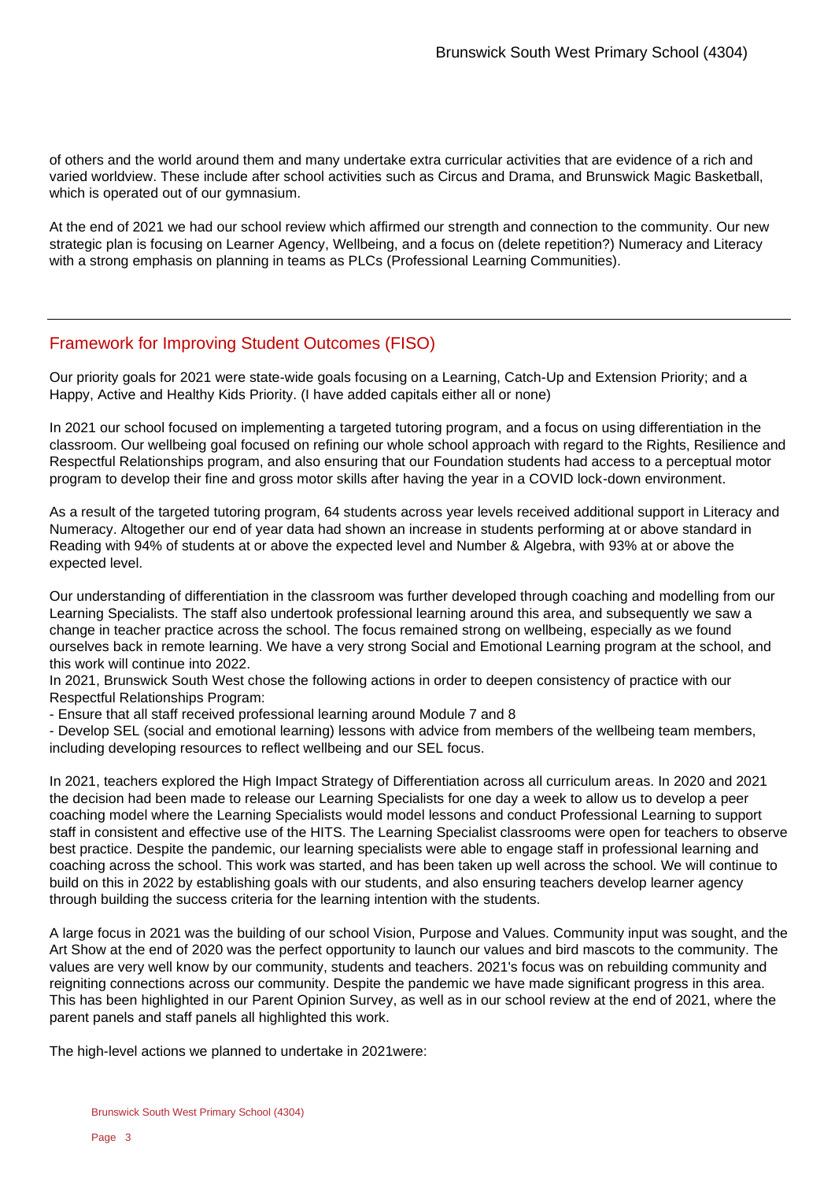of others and the world around them and many undertake extra curricular activities that are evidence of a rich and varied worldview. These include after school activities such as Circus and Drama, and Brunswick Magic Basketball, which is operated out of our gymnasium.

At the end of 2021 we had our school review which affirmed our strength and connection to the community. Our new strategic plan is focusing on Learner Agency, Wellbeing, and a focus on (delete repetition?) Numeracy and Literacy with a strong emphasis on planning in teams as PLCs (Professional Learning Communities).

## Framework for Improving Student Outcomes (FISO)

Our priority goals for 2021 were state-wide goals focusing on a Learning, Catch-Up and Extension Priority; and a Happy, Active and Healthy Kids Priority. (I have added capitals either all or none)

In 2021 our school focused on implementing a targeted tutoring program, and a focus on using differentiation in the classroom. Our wellbeing goal focused on refining our whole school approach with regard to the Rights, Resilience and Respectful Relationships program, and also ensuring that our Foundation students had access to a perceptual motor program to develop their fine and gross motor skills after having the year in a COVID lock-down environment.

As a result of the targeted tutoring program, 64 students across year levels received additional support in Literacy and Numeracy. Altogether our end of year data had shown an increase in students performing at or above standard in Reading with 94% of students at or above the expected level and Number & Algebra, with 93% at or above the expected level.

Our understanding of differentiation in the classroom was further developed through coaching and modelling from our Learning Specialists. The staff also undertook professional learning around this area, and subsequently we saw a change in teacher practice across the school. The focus remained strong on wellbeing, especially as we found ourselves back in remote learning. We have a very strong Social and Emotional Learning program at the school, and this work will continue into 2022.
In 2021, Brunswick South West chose the following actions in order to deepen consistency of practice with our Respectful Relationships Program:

- Ensure that all staff received professional learning around Module 7 and 8
- Develop SEL (social and emotional learning) lessons with advice from members of the wellbeing team members, including developing resources to reflect wellbeing and our SEL focus.

In 2021, teachers explored the High Impact Strategy of Differentiation across all curriculum areas. In 2020 and 2021 the decision had been made to release our Learning Specialists for one day a week to allow us to develop a peer coaching model where the Learning Specialists would model lessons and conduct Professional Learning to support staff in consistent and effective use of the HITS. The Learning Specialist classrooms were open for teachers to observe best practice. Despite the pandemic, our learning specialists were able to engage staff in professional learning and coaching across the school. This work was started, and has been taken up well across the school. We will continue to build on this in 2022 by establishing goals with our students, and also ensuring teachers develop learner agency through building the success criteria for the learning intention with the students.

A large focus in 2021 was the building of our school Vision, Purpose and Values. Community input was sought, and the Art Show at the end of 2020 was the perfect opportunity to launch our values and bird mascots to the community. The values are very well know by our community, students and teachers. 2021's focus was on rebuilding community and reigniting connections across our community. Despite the pandemic we have made significant progress in this area. This has been highlighted in our Parent Opinion Survey, as well as in our school review at the end of 2021, where the parent panels and staff panels all highlighted this work.

The high-level actions we planned to undertake in 2021were: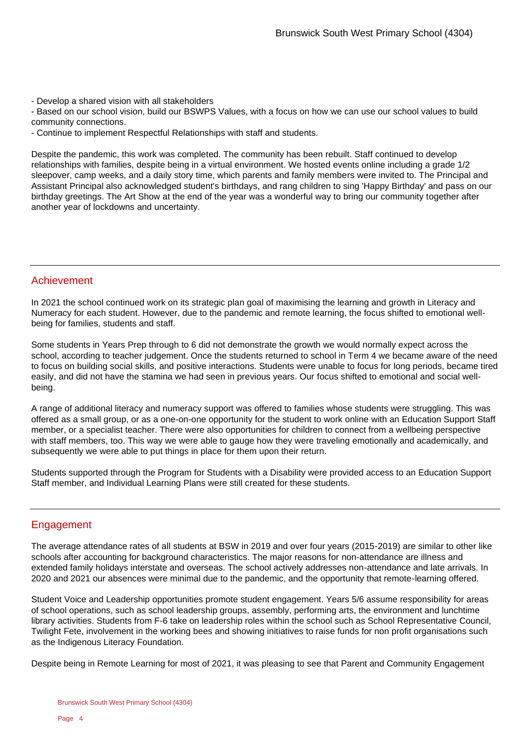- Develop a shared vision with all stakeholders
- Based on our school vision, build our BSWPS Values, with a focus on how we can use our school values to build community connections.
- Continue to implement Respectful Relationships with staff and students.

Despite the pandemic, this work was completed. The community has been rebuilt. Staff continued to develop relationships with families, despite being in a virtual environment. We hosted events online including a grade 1/2 sleepover, camp weeks, and a daily story time, which parents and family members were invited to. The Principal and Assistant Principal also acknowledged student's birthdays, and rang children to sing 'Happy Birthday' and pass on our birthday greetings. The Art Show at the end of the year was a wonderful way to bring our community together after another year of lockdowns and uncertainty.

## Achievement

In 2021 the school continued work on its strategic plan goal of maximising the learning and growth in Literacy and Numeracy for each student. However, due to the pandemic and remote learning, the focus shifted to emotional well-being for families, students and staff.

Some students in Years Prep through to 6 did not demonstrate the growth we would normally expect across the school, according to teacher judgement. Once the students returned to school in Term 4 we became aware of the need to focus on building social skills, and positive interactions. Students were unable to focus for long periods, became tired easily, and did not have the stamina we had seen in previous years. Our focus shifted to emotional and social well-being.

A range of additional literacy and numeracy support was offered to families whose students were struggling. This was offered as a small group, or as a one-on-one opportunity for the student to work online with an Education Support Staff member, or a specialist teacher. There were also opportunities for children to connect from a wellbeing perspective with staff members, too. This way we were able to gauge how they were traveling emotionally and academically, and subsequently we were able to put things in place for them upon their return.

Students supported through the Program for Students with a Disability were provided access to an Education Support Staff member, and Individual Learning Plans were still created for these students.

## Engagement

The average attendance rates of all students at BSW in 2019 and over four years (2015-2019) are similar to other like schools after accounting for background characteristics. The major reasons for non-attendance are illness and extended family holidays interstate and overseas. The school actively addresses non-attendance and late arrivals. In 2020 and 2021 our absences were minimal due to the pandemic, and the opportunity that remote-learning offered.

Student Voice and Leadership opportunities promote student engagement. Years 5/6 assume responsibility for areas of school operations, such as school leadership groups, assembly, performing arts, the environment and lunchtime library activities. Students from F-6 take on leadership roles within the school such as School Representative Council, Twilight Fete, involvement in the working bees and showing initiatives to raise funds for non profit organisations such as the Indigenous Literacy Foundation.

Despite being in Remote Learning for most of 2021, it was pleasing to see that Parent and Community Engagement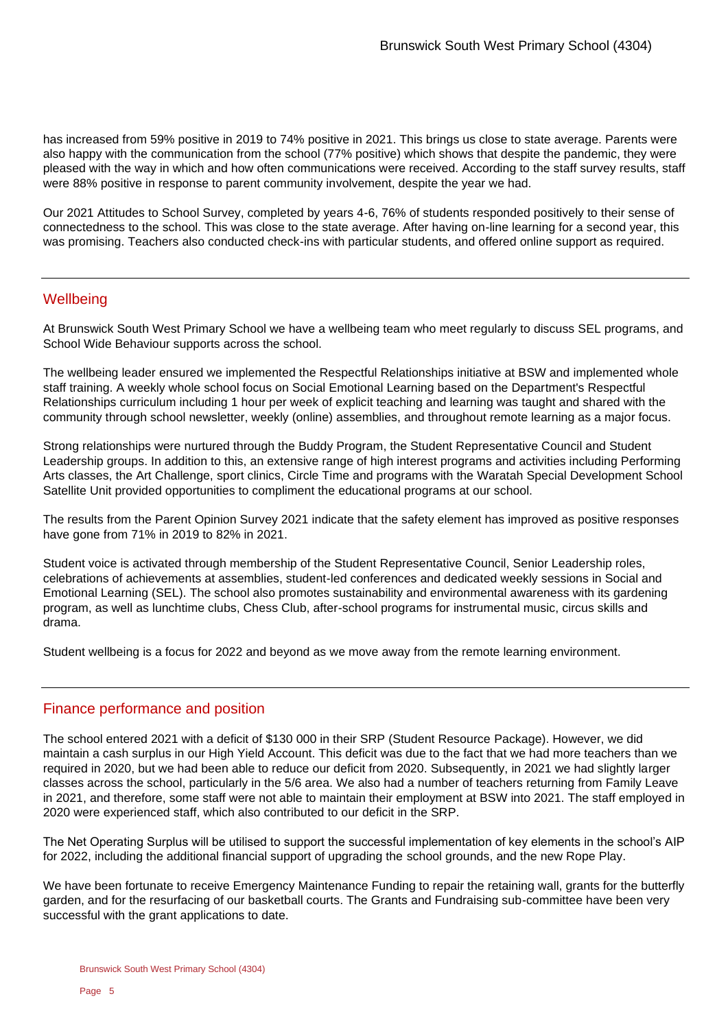has increased from 59% positive in 2019 to 74% positive in 2021. This brings us close to state average. Parents were also happy with the communication from the school (77% positive) which shows that despite the pandemic, they were pleased with the way in which and how often communications were received. According to the staff survey results, staff were 88% positive in response to parent community involvement, despite the year we had.

Our 2021 Attitudes to School Survey, completed by years 4-6, 76% of students responded positively to their sense of connectedness to the school. This was close to the state average. After having on-line learning for a second year, this was promising. Teachers also conducted check-ins with particular students, and offered online support as required.

## Wellbeing

At Brunswick South West Primary School we have a wellbeing team who meet regularly to discuss SEL programs, and School Wide Behaviour supports across the school.

The wellbeing leader ensured we implemented the Respectful Relationships initiative at BSW and implemented whole staff training. A weekly whole school focus on Social Emotional Learning based on the Department's Respectful Relationships curriculum including 1 hour per week of explicit teaching and learning was taught and shared with the community through school newsletter, weekly (online) assemblies, and throughout remote learning as a major focus.

Strong relationships were nurtured through the Buddy Program, the Student Representative Council and Student Leadership groups. In addition to this, an extensive range of high interest programs and activities including Performing Arts classes, the Art Challenge, sport clinics, Circle Time and programs with the Waratah Special Development School Satellite Unit provided opportunities to compliment the educational programs at our school.

The results from the Parent Opinion Survey 2021 indicate that the safety element has improved as positive responses have gone from 71% in 2019 to 82% in 2021.

Student voice is activated through membership of the Student Representative Council, Senior Leadership roles, celebrations of achievements at assemblies, student-led conferences and dedicated weekly sessions in Social and Emotional Learning (SEL). The school also promotes sustainability and environmental awareness with its gardening program, as well as lunchtime clubs, Chess Club, after-school programs for instrumental music, circus skills and drama.

Student wellbeing is a focus for 2022 and beyond as we move away from the remote learning environment.

## Finance performance and position

The school entered 2021 with a deficit of $130 000 in their SRP (Student Resource Package). However, we did maintain a cash surplus in our High Yield Account. This deficit was due to the fact that we had more teachers than we required in 2020, but we had been able to reduce our deficit from 2020. Subsequently, in 2021 we had slightly larger classes across the school, particularly in the 5/6 area. We also had a number of teachers returning from Family Leave in 2021, and therefore, some staff were not able to maintain their employment at BSW into 2021. The staff employed in 2020 were experienced staff, which also contributed to our deficit in the SRP.

The Net Operating Surplus will be utilised to support the successful implementation of key elements in the school's AIP for 2022, including the additional financial support of upgrading the school grounds, and the new Rope Play.

We have been fortunate to receive Emergency Maintenance Funding to repair the retaining wall, grants for the butterfly garden, and for the resurfacing of our basketball courts. The Grants and Fundraising sub-committee have been very successful with the grant applications to date.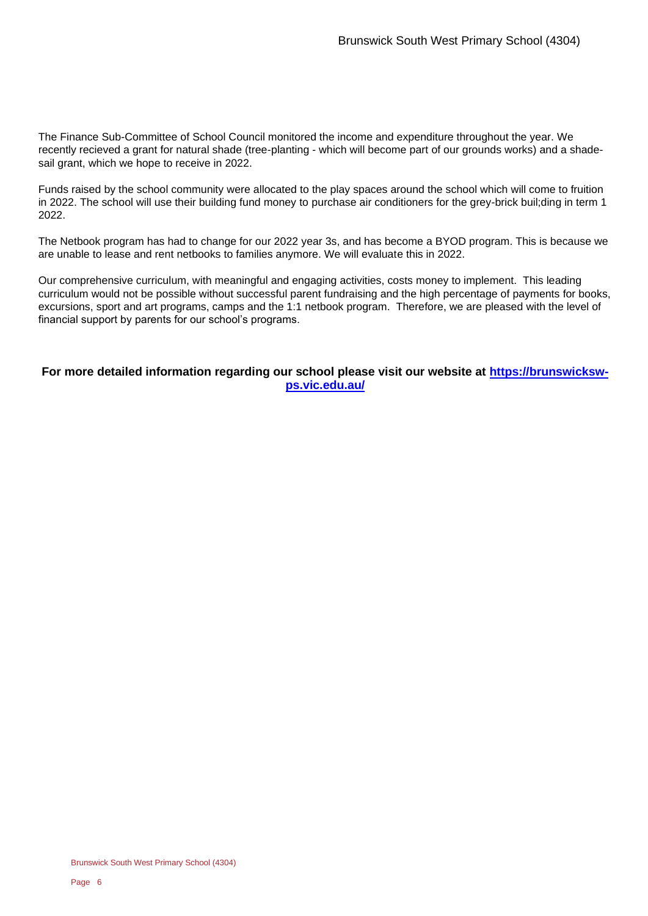The Finance Sub-Committee of School Council monitored the income and expenditure throughout the year. We recently recieved a grant for natural shade (tree-planting - which will become part of our grounds works) and a shade-sail grant, which we hope to receive in 2022.

Funds raised by the school community were allocated to the play spaces around the school which will come to fruition in 2022. The school will use their building fund money to purchase air conditioners for the grey-brick buil;ding in term 1 2022.

The Netbook program has had to change for our 2022 year 3s, and has become a BYOD program. This is because we are unable to lease and rent netbooks to families anymore. We will evaluate this in 2022.

Our comprehensive curriculum, with meaningful and engaging activities, costs money to implement. This leading curriculum would not be possible without successful parent fundraising and the high percentage of payments for books, excursions, sport and art programs, camps and the 1:1 netbook program. Therefore, we are pleased with the level of financial support by parents for our school's programs.

**For more detailed information regarding our school please visit our website at [https://brunswicksw-ps.vic.edu.au/](https://brunswicksw-ps.vic.edu.au/)**